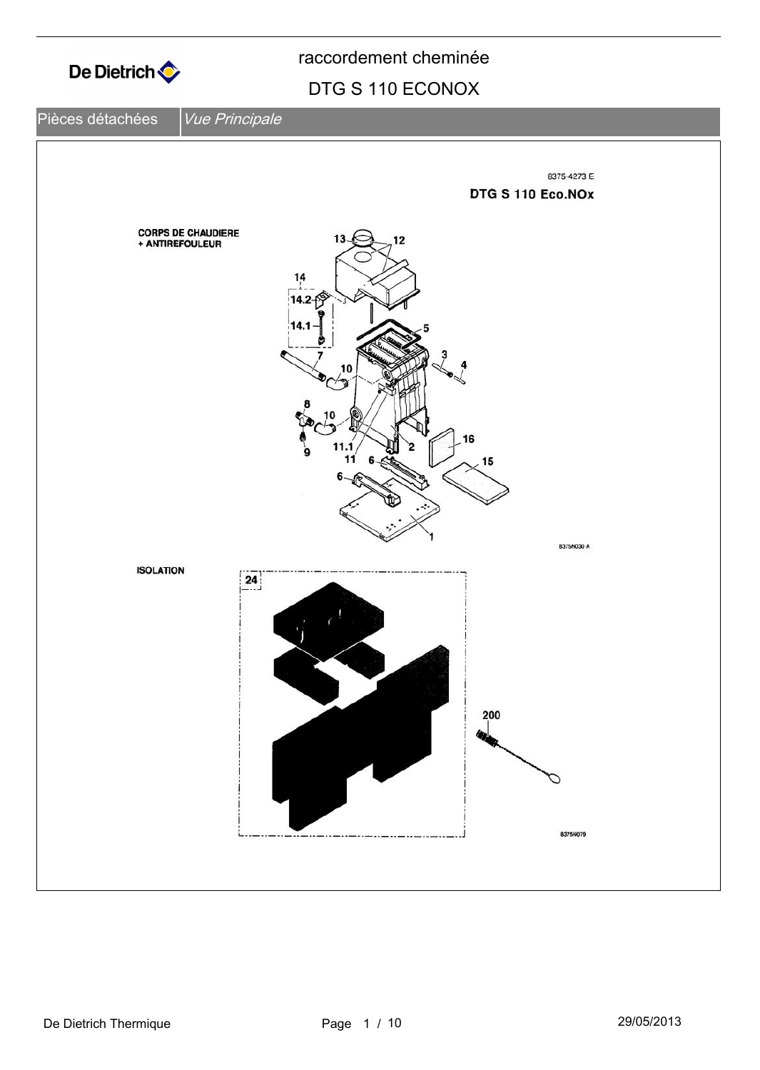# raccordement cheminée

## DTG S 110 ECONOX

Pièces détachées | *Vue Principale*

8375-4273 E

**DTG S 110 Eco.NOx**

**CORPS DE CHAUDIERE + ANTIREFOULEUR**

13 12 14 14.2 14.1 5 7 3 4 10 8 10 9 11.1 11 6 2 16 6 15 1

8375N030 A

**ISOLATION**

24

200

8375N079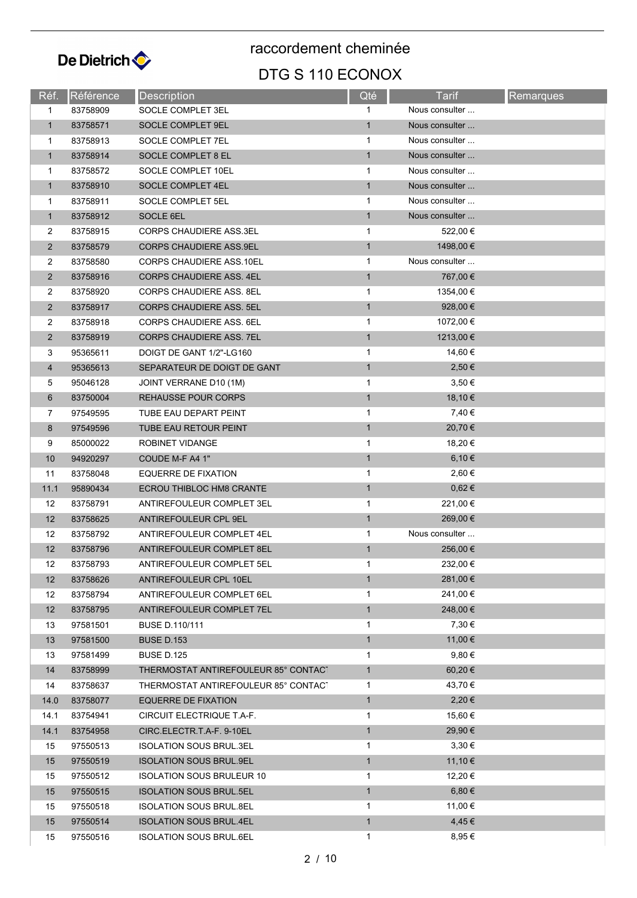# raccordement cheminée

## DTG S 110 ECONOX

| Réf. | Référence | Description | Qté | Tarif | Remarques |
|---|---|---|---|---|---|
| 1 | 83758909 | SOCLE COMPLET 3EL | 1 | Nous consulter ... | |
| 1 | 83758571 | SOCLE COMPLET 9EL | 1 | Nous consulter ... | |
| 1 | 83758913 | SOCLE COMPLET 7EL | 1 | Nous consulter ... | |
| 1 | 83758914 | SOCLE COMPLET 8 EL | 1 | Nous consulter ... | |
| 1 | 83758572 | SOCLE COMPLET 10EL | 1 | Nous consulter ... | |
| 1 | 83758910 | SOCLE COMPLET 4EL | 1 | Nous consulter ... | |
| 1 | 83758911 | SOCLE COMPLET 5EL | 1 | Nous consulter ... | |
| 1 | 83758912 | SOCLE 6EL | 1 | Nous consulter ... | |
| 2 | 83758915 | CORPS CHAUDIERE ASS.3EL | 1 | 522,00 € | |
| 2 | 83758579 | CORPS CHAUDIERE ASS.9EL | 1 | 1498,00 € | |
| 2 | 83758580 | CORPS CHAUDIERE ASS.10EL | 1 | Nous consulter ... | |
| 2 | 83758916 | CORPS CHAUDIERE ASS. 4EL | 1 | 767,00 € | |
| 2 | 83758920 | CORPS CHAUDIERE ASS. 8EL | 1 | 1354,00 € | |
| 2 | 83758917 | CORPS CHAUDIERE ASS. 5EL | 1 | 928,00 € | |
| 2 | 83758918 | CORPS CHAUDIERE ASS. 6EL | 1 | 1072,00 € | |
| 2 | 83758919 | CORPS CHAUDIERE ASS. 7EL | 1 | 1213,00 € | |
| 3 | 95365611 | DOIGT DE GANT 1/2"-LG160 | 1 | 14,60 € | |
| 4 | 95365613 | SEPARATEUR DE DOIGT DE GANT | 1 | 2,50 € | |
| 5 | 95046128 | JOINT VERRANE D10 (1M) | 1 | 3,50 € | |
| 6 | 83750004 | REHAUSSE POUR CORPS | 1 | 18,10 € | |
| 7 | 97549595 | TUBE EAU DEPART PEINT | 1 | 7,40 € | |
| 8 | 97549596 | TUBE EAU RETOUR PEINT | 1 | 20,70 € | |
| 9 | 85000022 | ROBINET VIDANGE | 1 | 18,20 € | |
| 10 | 94920297 | COUDE M-F A4 1" | 1 | 6,10 € | |
| 11 | 83758048 | EQUERRE DE FIXATION | 1 | 2,60 € | |
| 11.1 | 95890434 | ECROU THIBLOC HM8 CRANTE | 1 | 0,62 € | |
| 12 | 83758791 | ANTIREFOULEUR COMPLET 3EL | 1 | 221,00 € | |
| 12 | 83758625 | ANTIREFOULEUR CPL 9EL | 1 | 269,00 € | |
| 12 | 83758792 | ANTIREFOULEUR COMPLET 4EL | 1 | Nous consulter ... | |
| 12 | 83758796 | ANTIREFOULEUR COMPLET 8EL | 1 | 256,00 € | |
| 12 | 83758793 | ANTIREFOULEUR COMPLET 5EL | 1 | 232,00 € | |
| 12 | 83758626 | ANTIREFOULEUR CPL 10EL | 1 | 281,00 € | |
| 12 | 83758794 | ANTIREFOULEUR COMPLET 6EL | 1 | 241,00 € | |
| 12 | 83758795 | ANTIREFOULEUR COMPLET 7EL | 1 | 248,00 € | |
| 13 | 97581501 | BUSE D.110/111 | 1 | 7,30 € | |
| 13 | 97581500 | BUSE D.153 | 1 | 11,00 € | |
| 13 | 97581499 | BUSE D.125 | 1 | 9,80 € | |
| 14 | 83758999 | THERMOSTAT ANTIREFOULEUR 85° CONTACT | 1 | 60,20 € | |
| 14 | 83758637 | THERMOSTAT ANTIREFOULEUR 85° CONTACT | 1 | 43,70 € | |
| 14.0 | 83758077 | EQUERRE DE FIXATION | 1 | 2,20 € | |
| 14.1 | 83754941 | CIRCUIT ELECTRIQUE T.A-F. | 1 | 15,60 € | |
| 14.1 | 83754958 | CIRC.ELECTR.T.A-F. 9-10EL | 1 | 29,90 € | |
| 15 | 97550513 | ISOLATION SOUS BRUL.3EL | 1 | 3,30 € | |
| 15 | 97550519 | ISOLATION SOUS BRUL.9EL | 1 | 11,10 € | |
| 15 | 97550512 | ISOLATION SOUS BRULEUR 10 | 1 | 12,20 € | |
| 15 | 97550515 | ISOLATION SOUS BRUL.5EL | 1 | 6,80 € | |
| 15 | 97550518 | ISOLATION SOUS BRUL.8EL | 1 | 11,00 € | |
| 15 | 97550514 | ISOLATION SOUS BRUL.4EL | 1 | 4,45 € | |
| 15 | 97550516 | ISOLATION SOUS BRUL.6EL | 1 | 8,95 € | |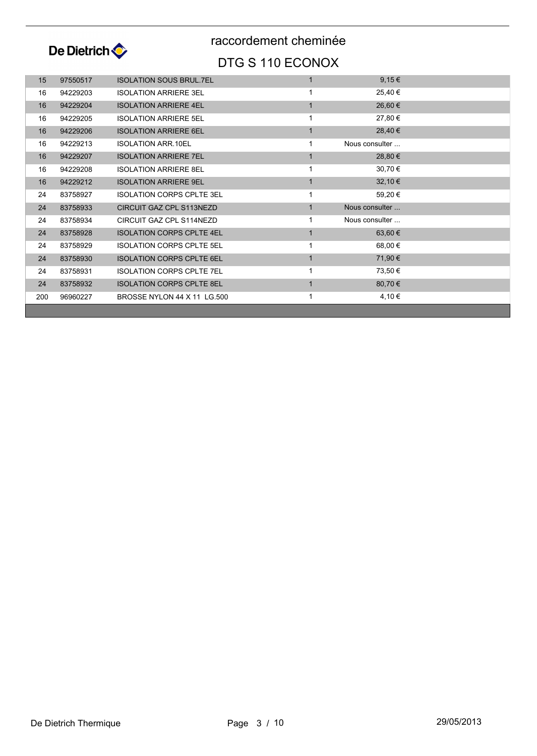# raccordement cheminée

## DTG S 110 ECONOX

| | | | | |
|---|---|---|---|---|
| 15 | 97550517 | ISOLATION SOUS BRUL.7EL | 1 | 9,15 € |
| 16 | 94229203 | ISOLATION ARRIERE 3EL | 1 | 25,40 € |
| 16 | 94229204 | ISOLATION ARRIERE 4EL | 1 | 26,60 € |
| 16 | 94229205 | ISOLATION ARRIERE 5EL | 1 | 27,80 € |
| 16 | 94229206 | ISOLATION ARRIERE 6EL | 1 | 28,40 € |
| 16 | 94229213 | ISOLATION ARR.10EL | 1 | Nous consulter ... |
| 16 | 94229207 | ISOLATION ARRIERE 7EL | 1 | 28,80 € |
| 16 | 94229208 | ISOLATION ARRIERE 8EL | 1 | 30,70 € |
| 16 | 94229212 | ISOLATION ARRIERE 9EL | 1 | 32,10 € |
| 24 | 83758927 | ISOLATION CORPS CPLTE 3EL | 1 | 59,20 € |
| 24 | 83758933 | CIRCUIT GAZ CPL S113NEZD | 1 | Nous consulter ... |
| 24 | 83758934 | CIRCUIT GAZ CPL S114NEZD | 1 | Nous consulter ... |
| 24 | 83758928 | ISOLATION CORPS CPLTE 4EL | 1 | 63,60 € |
| 24 | 83758929 | ISOLATION CORPS CPLTE 5EL | 1 | 68,00 € |
| 24 | 83758930 | ISOLATION CORPS CPLTE 6EL | 1 | 71,90 € |
| 24 | 83758931 | ISOLATION CORPS CPLTE 7EL | 1 | 73,50 € |
| 24 | 83758932 | ISOLATION CORPS CPLTE 8EL | 1 | 80,70 € |
| 200 | 96960227 | BROSSE NYLON 44 X 11 LG.500 | 1 | 4,10 € |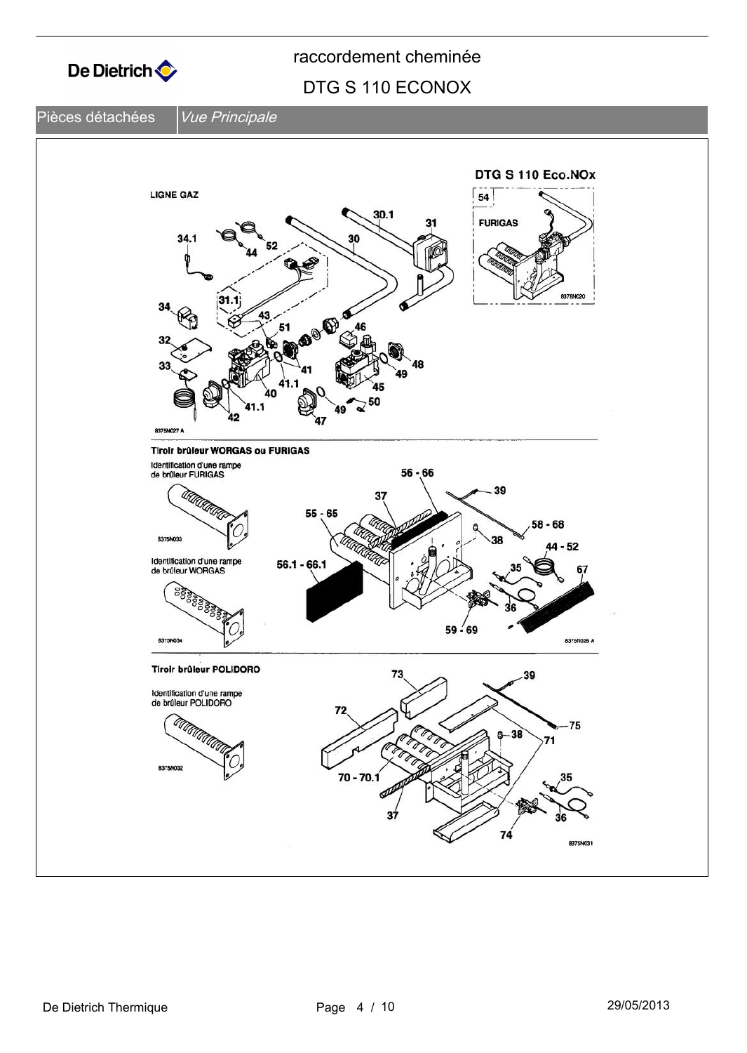raccordement cheminée

DTG S 110 ECONOX

Pièces détachées | *Vue Principale*

DTG S 110 Eco.NOx

LIGNE GAZ

54 FURIGAS

30.1 31 34.1 52 44 30 31.1 34 43 51 46 32 48 33 41 49 41.1 45 40 50 41.1 49 42 47

8375N027 A

8375N020

Tiroir brûleur WORGAS ou FURIGAS

Identification d'une rampe de brûleur FURIGAS

8375N033

Identification d'une rampe de brûleur WORGAS

8375N034

56 - 66 39 37 55 - 65 58 - 68 38 44 - 52 56.1 - 66.1 35 67 36 59 - 69

8375N026 A

Tiroir brûleur POLIDORO

Identification d'une rampe de brûleur POLIDORO

8375N032

73 39 72 75 38 71 70 - 70.1 35 37 36 74

8375N031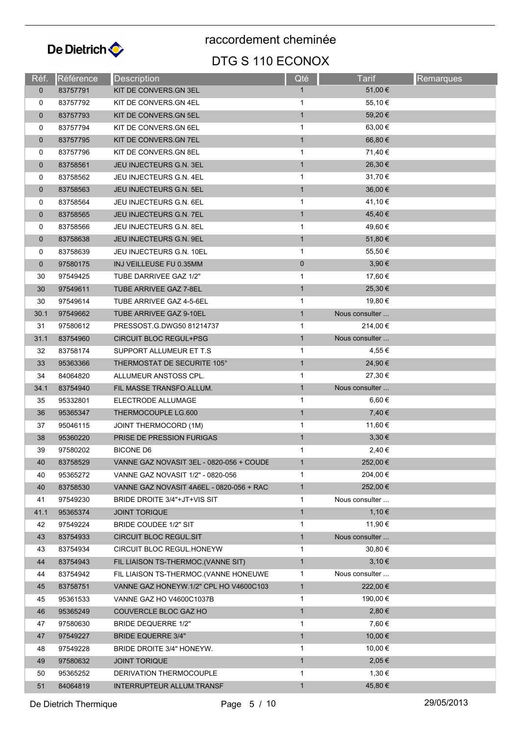# raccordement cheminée

## DTG S 110 ECONOX

| Réf. | Référence | Description | Qté | Tarif | Remarques |
|---|---|---|---|---|---|
| 0 | 83757791 | KIT DE CONVERS.GN 3EL | 1 | 51,00 € | |
| 0 | 83757792 | KIT DE CONVERS.GN 4EL | 1 | 55,10 € | |
| 0 | 83757793 | KIT DE CONVERS.GN 5EL | 1 | 59,20 € | |
| 0 | 83757794 | KIT DE CONVERS.GN 6EL | 1 | 63,00 € | |
| 0 | 83757795 | KIT DE CONVERS.GN 7EL | 1 | 66,80 € | |
| 0 | 83757796 | KIT DE CONVERS.GN 8EL | 1 | 71,40 € | |
| 0 | 83758561 | JEU INJECTEURS G.N. 3EL | 1 | 26,30 € | |
| 0 | 83758562 | JEU INJECTEURS G.N. 4EL | 1 | 31,70 € | |
| 0 | 83758563 | JEU INJECTEURS G.N. 5EL | 1 | 36,00 € | |
| 0 | 83758564 | JEU INJECTEURS G.N. 6EL | 1 | 41,10 € | |
| 0 | 83758565 | JEU INJECTEURS G.N. 7EL | 1 | 45,40 € | |
| 0 | 83758566 | JEU INJECTEURS G.N. 8EL | 1 | 49,60 € | |
| 0 | 83758638 | JEU INJECTEURS G.N. 9EL | 1 | 51,80 € | |
| 0 | 83758639 | JEU INJECTEURS G.N. 10EL | 1 | 55,50 € | |
| 0 | 97580175 | INJ VEILLEUSE FU 0.35MM | 0 | 3,90 € | |
| 30 | 97549425 | TUBE DARRIVEE GAZ 1/2" | 1 | 17,60 € | |
| 30 | 97549611 | TUBE ARRIVEE GAZ 7-8EL | 1 | 25,30 € | |
| 30 | 97549614 | TUBE ARRIVEE GAZ 4-5-6EL | 1 | 19,80 € | |
| 30.1 | 97549662 | TUBE ARRIVEE GAZ 9-10EL | 1 | Nous consulter ... | |
| 31 | 97580612 | PRESSOST.G.DWG50 81214737 | 1 | 214,00 € | |
| 31.1 | 83754960 | CIRCUIT BLOC REGUL+PSG | 1 | Nous consulter ... | |
| 32 | 83758174 | SUPPORT ALLUMEUR ET T.S | 1 | 4,55 € | |
| 33 | 95363366 | THERMOSTAT DE SECURITE 105° | 1 | 24,90 € | |
| 34 | 84064820 | ALLUMEUR ANSTOSS CPL. | 1 | 27,30 € | |
| 34.1 | 83754940 | FIL MASSE TRANSFO.ALLUM. | 1 | Nous consulter ... | |
| 35 | 95332801 | ELECTRODE ALLUMAGE | 1 | 6,60 € | |
| 36 | 95365347 | THERMOCOUPLE LG.600 | 1 | 7,40 € | |
| 37 | 95046115 | JOINT THERMOCORD (1M) | 1 | 11,60 € | |
| 38 | 95360220 | PRISE DE PRESSION FURIGAS | 1 | 3,30 € | |
| 39 | 97580202 | BICONE D6 | 1 | 2,40 € | |
| 40 | 83758529 | VANNE GAZ NOVASIT 3EL - 0820-056 + COUDE | 1 | 252,00 € | |
| 40 | 95365272 | VANNE GAZ NOVASIT 1/2" - 0820-056 | 1 | 204,00 € | |
| 40 | 83758530 | VANNE GAZ NOVASIT 4A6EL - 0820-056 + RAC | 1 | 252,00 € | |
| 41 | 97549230 | BRIDE DROITE 3/4"+JT+VIS SIT | 1 | Nous consulter ... | |
| 41.1 | 95365374 | JOINT TORIQUE | 1 | 1,10 € | |
| 42 | 97549224 | BRIDE COUDEE 1/2" SIT | 1 | 11,90 € | |
| 43 | 83754933 | CIRCUIT BLOC REGUL.SIT | 1 | Nous consulter ... | |
| 43 | 83754934 | CIRCUIT BLOC REGUL.HONEYW | 1 | 30,80 € | |
| 44 | 83754943 | FIL LIAISON TS-THERMOC.(VANNE SIT) | 1 | 3,10 € | |
| 44 | 83754942 | FIL LIAISON TS-THERMOC.(VANNE HONEUWE | 1 | Nous consulter ... | |
| 45 | 83758751 | VANNE GAZ HONEYW.1/2" CPL HO V4600C103 | 1 | 222,00 € | |
| 45 | 95361533 | VANNE GAZ HO V4600C1037B | 1 | 190,00 € | |
| 46 | 95365249 | COUVERCLE BLOC GAZ HO | 1 | 2,80 € | |
| 47 | 97580630 | BRIDE DEQUERRE 1/2" | 1 | 7,60 € | |
| 47 | 97549227 | BRIDE EQUERRE 3/4" | 1 | 10,00 € | |
| 48 | 97549228 | BRIDE DROITE 3/4" HONEYW. | 1 | 10,00 € | |
| 49 | 97580632 | JOINT TORIQUE | 1 | 2,05 € | |
| 50 | 95365252 | DERIVATION THERMOCOUPLE | 1 | 1,30 € | |
| 51 | 84064819 | INTERRUPTEUR ALLUM.TRANSF | 1 | 45,80 € | |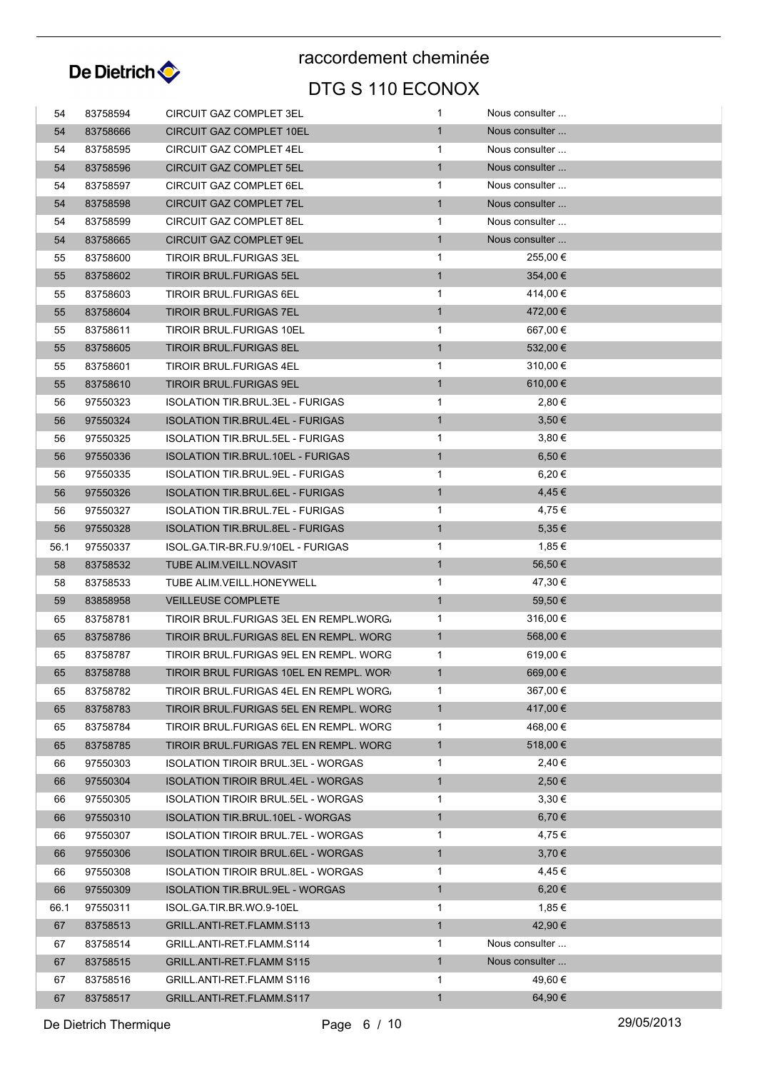# raccordement cheminée

## DTG S 110 ECONOX

| | | | | |
|---|---|---|---|---|
| 54 | 83758594 | CIRCUIT GAZ COMPLET 3EL | 1 | Nous consulter ... |
| 54 | 83758666 | CIRCUIT GAZ COMPLET 10EL | 1 | Nous consulter ... |
| 54 | 83758595 | CIRCUIT GAZ COMPLET 4EL | 1 | Nous consulter ... |
| 54 | 83758596 | CIRCUIT GAZ COMPLET 5EL | 1 | Nous consulter ... |
| 54 | 83758597 | CIRCUIT GAZ COMPLET 6EL | 1 | Nous consulter ... |
| 54 | 83758598 | CIRCUIT GAZ COMPLET 7EL | 1 | Nous consulter ... |
| 54 | 83758599 | CIRCUIT GAZ COMPLET 8EL | 1 | Nous consulter ... |
| 54 | 83758665 | CIRCUIT GAZ COMPLET 9EL | 1 | Nous consulter ... |
| 55 | 83758600 | TIROIR BRUL.FURIGAS 3EL | 1 | 255,00 € |
| 55 | 83758602 | TIROIR BRUL.FURIGAS 5EL | 1 | 354,00 € |
| 55 | 83758603 | TIROIR BRUL.FURIGAS 6EL | 1 | 414,00 € |
| 55 | 83758604 | TIROIR BRUL.FURIGAS 7EL | 1 | 472,00 € |
| 55 | 83758611 | TIROIR BRUL.FURIGAS 10EL | 1 | 667,00 € |
| 55 | 83758605 | TIROIR BRUL.FURIGAS 8EL | 1 | 532,00 € |
| 55 | 83758601 | TIROIR BRUL.FURIGAS 4EL | 1 | 310,00 € |
| 55 | 83758610 | TIROIR BRUL.FURIGAS 9EL | 1 | 610,00 € |
| 56 | 97550323 | ISOLATION TIR.BRUL.3EL - FURIGAS | 1 | 2,80 € |
| 56 | 97550324 | ISOLATION TIR.BRUL.4EL - FURIGAS | 1 | 3,50 € |
| 56 | 97550325 | ISOLATION TIR.BRUL.5EL - FURIGAS | 1 | 3,80 € |
| 56 | 97550336 | ISOLATION TIR.BRUL.10EL - FURIGAS | 1 | 6,50 € |
| 56 | 97550335 | ISOLATION TIR.BRUL.9EL - FURIGAS | 1 | 6,20 € |
| 56 | 97550326 | ISOLATION TIR.BRUL.6EL - FURIGAS | 1 | 4,45 € |
| 56 | 97550327 | ISOLATION TIR.BRUL.7EL - FURIGAS | 1 | 4,75 € |
| 56 | 97550328 | ISOLATION TIR.BRUL.8EL - FURIGAS | 1 | 5,35 € |
| 56.1 | 97550337 | ISOL.GA.TIR-BR.FU.9/10EL - FURIGAS | 1 | 1,85 € |
| 58 | 83758532 | TUBE ALIM.VEILL.NOVASIT | 1 | 56,50 € |
| 58 | 83758533 | TUBE ALIM.VEILL.HONEYWELL | 1 | 47,30 € |
| 59 | 83858958 | VEILLEUSE COMPLETE | 1 | 59,50 € |
| 65 | 83758781 | TIROIR BRUL.FURIGAS 3EL EN REMPL.WORG | 1 | 316,00 € |
| 65 | 83758786 | TIROIR BRUL.FURIGAS 8EL EN REMPL. WORG | 1 | 568,00 € |
| 65 | 83758787 | TIROIR BRUL.FURIGAS 9EL EN REMPL. WORG | 1 | 619,00 € |
| 65 | 83758788 | TIROIR BRUL FURIGAS 10EL EN REMPL. WOR | 1 | 669,00 € |
| 65 | 83758782 | TIROIR BRUL.FURIGAS 4EL EN REMPL WORG | 1 | 367,00 € |
| 65 | 83758783 | TIROIR BRUL.FURIGAS 5EL EN REMPL. WORG | 1 | 417,00 € |
| 65 | 83758784 | TIROIR BRUL.FURIGAS 6EL EN REMPL. WORG | 1 | 468,00 € |
| 65 | 83758785 | TIROIR BRUL.FURIGAS 7EL EN REMPL. WORG | 1 | 518,00 € |
| 66 | 97550303 | ISOLATION TIROIR BRUL.3EL - WORGAS | 1 | 2,40 € |
| 66 | 97550304 | ISOLATION TIROIR BRUL.4EL - WORGAS | 1 | 2,50 € |
| 66 | 97550305 | ISOLATION TIROIR BRUL.5EL - WORGAS | 1 | 3,30 € |
| 66 | 97550310 | ISOLATION TIR.BRUL.10EL - WORGAS | 1 | 6,70 € |
| 66 | 97550307 | ISOLATION TIROIR BRUL.7EL - WORGAS | 1 | 4,75 € |
| 66 | 97550306 | ISOLATION TIROIR BRUL.6EL - WORGAS | 1 | 3,70 € |
| 66 | 97550308 | ISOLATION TIROIR BRUL.8EL - WORGAS | 1 | 4,45 € |
| 66 | 97550309 | ISOLATION TIR.BRUL.9EL - WORGAS | 1 | 6,20 € |
| 66.1 | 97550311 | ISOL.GA.TIR.BR.WO.9-10EL | 1 | 1,85 € |
| 67 | 83758513 | GRILL.ANTI-RET.FLAMM.S113 | 1 | 42,90 € |
| 67 | 83758514 | GRILL.ANTI-RET.FLAMM.S114 | 1 | Nous consulter ... |
| 67 | 83758515 | GRILL.ANTI-RET.FLAMM S115 | 1 | Nous consulter ... |
| 67 | 83758516 | GRILL.ANTI-RET.FLAMM S116 | 1 | 49,60 € |
| 67 | 83758517 | GRILL.ANTI-RET.FLAMM.S117 | 1 | 64,90 € |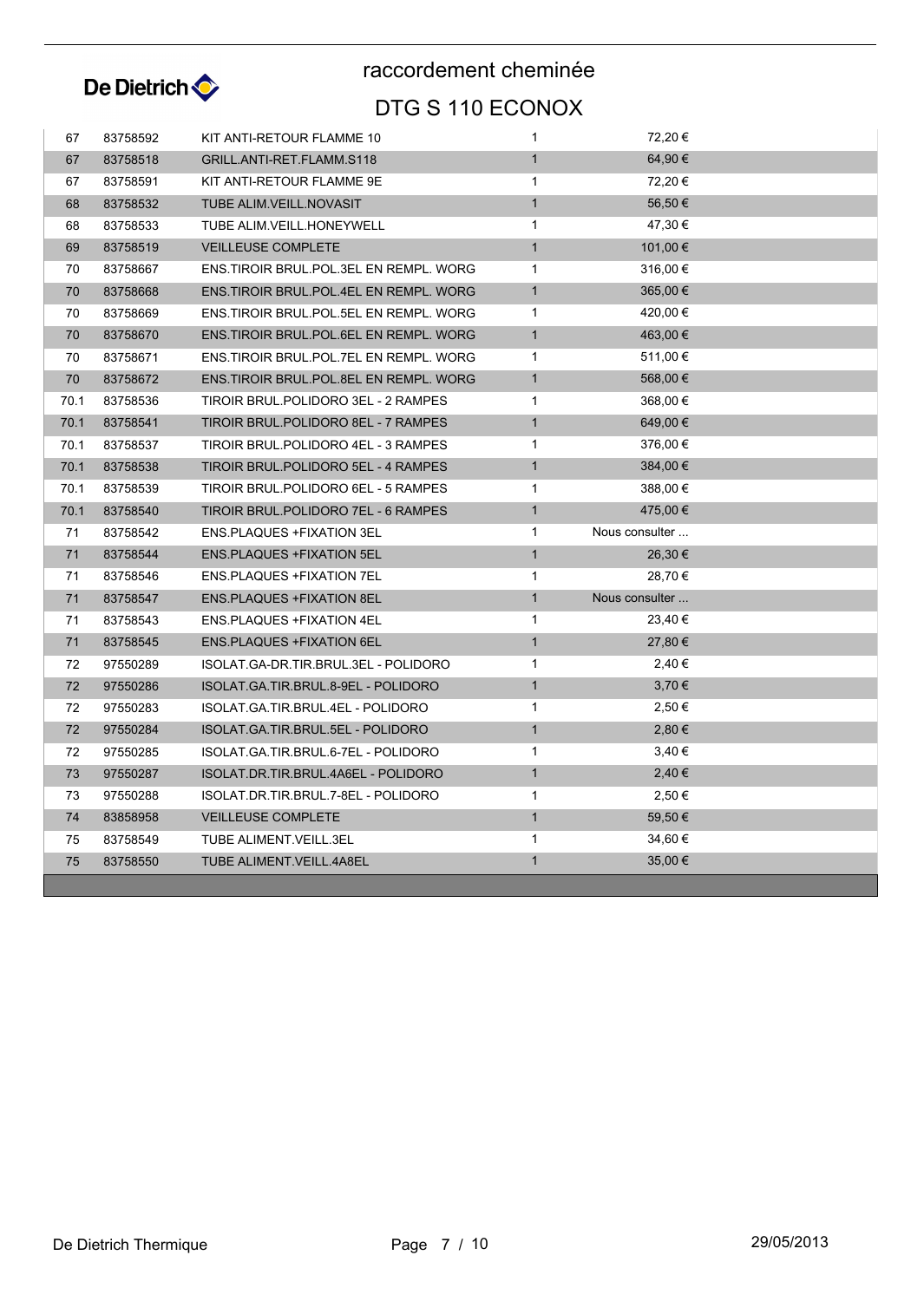De Dietrich

# raccordement cheminée

## DTG S 110 ECONOX

| | | | | |
|---|---|---|---|---|
| 67 | 83758592 | KIT ANTI-RETOUR FLAMME 10 | 1 | 72,20 € |
| 67 | 83758518 | GRILL.ANTI-RET.FLAMM.S118 | 1 | 64,90 € |
| 67 | 83758591 | KIT ANTI-RETOUR FLAMME 9E | 1 | 72,20 € |
| 68 | 83758532 | TUBE ALIM.VEILL.NOVASIT | 1 | 56,50 € |
| 68 | 83758533 | TUBE ALIM.VEILL.HONEYWELL | 1 | 47,30 € |
| 69 | 83758519 | VEILLEUSE COMPLETE | 1 | 101,00 € |
| 70 | 83758667 | ENS.TIROIR BRUL.POL.3EL EN REMPL. WORG | 1 | 316,00 € |
| 70 | 83758668 | ENS.TIROIR BRUL.POL.4EL EN REMPL. WORG | 1 | 365,00 € |
| 70 | 83758669 | ENS.TIROIR BRUL.POL.5EL EN REMPL. WORG | 1 | 420,00 € |
| 70 | 83758670 | ENS.TIROIR BRUL.POL.6EL EN REMPL. WORG | 1 | 463,00 € |
| 70 | 83758671 | ENS.TIROIR BRUL.POL.7EL EN REMPL. WORG | 1 | 511,00 € |
| 70 | 83758672 | ENS.TIROIR BRUL.POL.8EL EN REMPL. WORG | 1 | 568,00 € |
| 70.1 | 83758536 | TIROIR BRUL.POLIDORO 3EL - 2 RAMPES | 1 | 368,00 € |
| 70.1 | 83758541 | TIROIR BRUL.POLIDORO 8EL - 7 RAMPES | 1 | 649,00 € |
| 70.1 | 83758537 | TIROIR BRUL.POLIDORO 4EL - 3 RAMPES | 1 | 376,00 € |
| 70.1 | 83758538 | TIROIR BRUL.POLIDORO 5EL - 4 RAMPES | 1 | 384,00 € |
| 70.1 | 83758539 | TIROIR BRUL.POLIDORO 6EL - 5 RAMPES | 1 | 388,00 € |
| 70.1 | 83758540 | TIROIR BRUL.POLIDORO 7EL - 6 RAMPES | 1 | 475,00 € |
| 71 | 83758542 | ENS.PLAQUES +FIXATION 3EL | 1 | Nous consulter ... |
| 71 | 83758544 | ENS.PLAQUES +FIXATION 5EL | 1 | 26,30 € |
| 71 | 83758546 | ENS.PLAQUES +FIXATION 7EL | 1 | 28,70 € |
| 71 | 83758547 | ENS.PLAQUES +FIXATION 8EL | 1 | Nous consulter ... |
| 71 | 83758543 | ENS.PLAQUES +FIXATION 4EL | 1 | 23,40 € |
| 71 | 83758545 | ENS.PLAQUES +FIXATION 6EL | 1 | 27,80 € |
| 72 | 97550289 | ISOLAT.GA-DR.TIR.BRUL.3EL - POLIDORO | 1 | 2,40 € |
| 72 | 97550286 | ISOLAT.GA.TIR.BRUL.8-9EL - POLIDORO | 1 | 3,70 € |
| 72 | 97550283 | ISOLAT.GA.TIR.BRUL.4EL - POLIDORO | 1 | 2,50 € |
| 72 | 97550284 | ISOLAT.GA.TIR.BRUL.5EL - POLIDORO | 1 | 2,80 € |
| 72 | 97550285 | ISOLAT.GA.TIR.BRUL.6-7EL - POLIDORO | 1 | 3,40 € |
| 73 | 97550287 | ISOLAT.DR.TIR.BRUL.4A6EL - POLIDORO | 1 | 2,40 € |
| 73 | 97550288 | ISOLAT.DR.TIR.BRUL.7-8EL - POLIDORO | 1 | 2,50 € |
| 74 | 83858958 | VEILLEUSE COMPLETE | 1 | 59,50 € |
| 75 | 83758549 | TUBE ALIMENT.VEILL.3EL | 1 | 34,60 € |
| 75 | 83758550 | TUBE ALIMENT.VEILL.4A8EL | 1 | 35,00 € |

De Dietrich Thermique 29/05/2013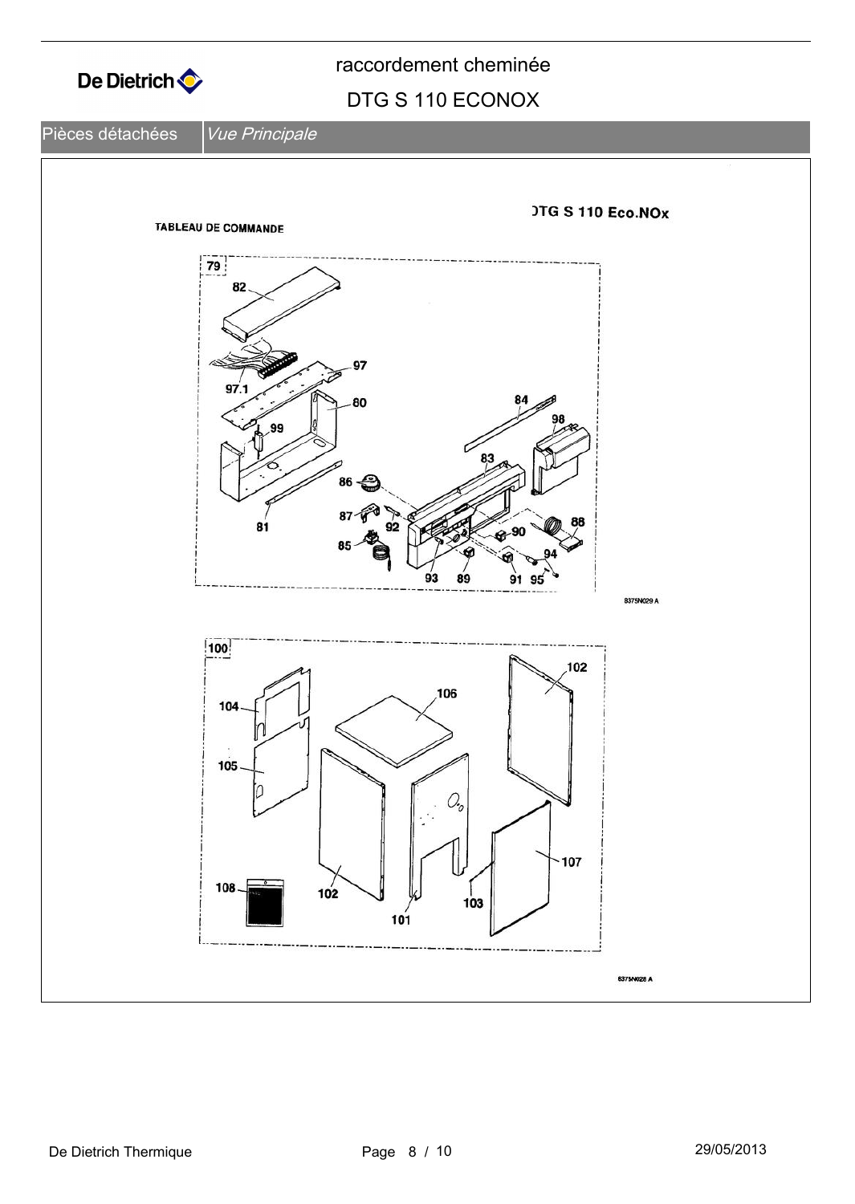raccordement cheminée

DTG S 110 ECONOX

Pièces détachées | *Vue Principale*

TABLEAU DE COMMANDE

DTG S 110 Eco.NOx

79

82

97

97.1

80

84

98

99

83

86

81

87

92

90

88

85

94

93

89

91

95

8375N029 A

100

102

106

104

105

107

108

102

103

101

8375N028 A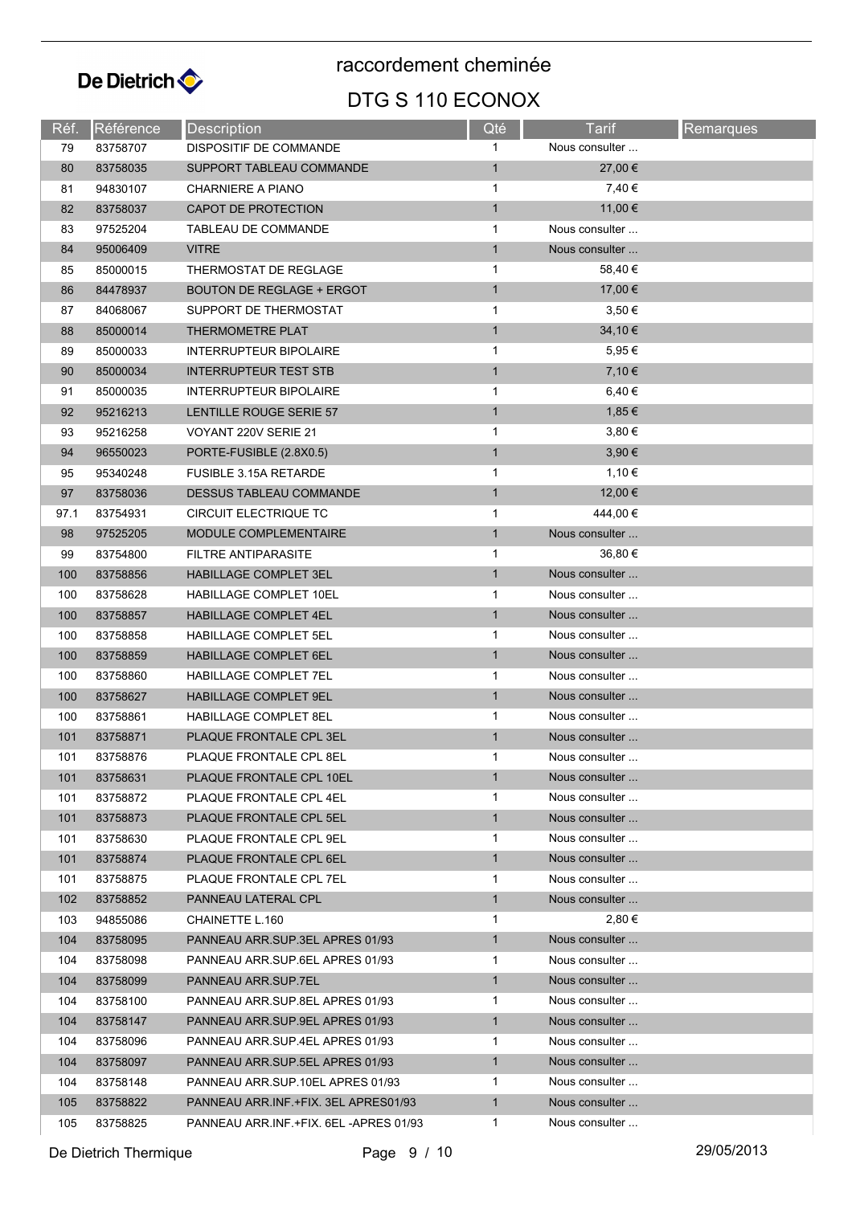# raccordement cheminée

## DTG S 110 ECONOX

| Réf. | Référence | Description | Qté | Tarif | Remarques |
|---|---|---|---|---|---|
| 79 | 83758707 | DISPOSITIF DE COMMANDE | 1 | Nous consulter ... | |
| 80 | 83758035 | SUPPORT TABLEAU COMMANDE | 1 | 27,00 € | |
| 81 | 94830107 | CHARNIERE A PIANO | 1 | 7,40 € | |
| 82 | 83758037 | CAPOT DE PROTECTION | 1 | 11,00 € | |
| 83 | 97525204 | TABLEAU DE COMMANDE | 1 | Nous consulter ... | |
| 84 | 95006409 | VITRE | 1 | Nous consulter ... | |
| 85 | 85000015 | THERMOSTAT DE REGLAGE | 1 | 58,40 € | |
| 86 | 84478937 | BOUTON DE REGLAGE + ERGOT | 1 | 17,00 € | |
| 87 | 84068067 | SUPPORT DE THERMOSTAT | 1 | 3,50 € | |
| 88 | 85000014 | THERMOMETRE PLAT | 1 | 34,10 € | |
| 89 | 85000033 | INTERRUPTEUR BIPOLAIRE | 1 | 5,95 € | |
| 90 | 85000034 | INTERRUPTEUR TEST STB | 1 | 7,10 € | |
| 91 | 85000035 | INTERRUPTEUR BIPOLAIRE | 1 | 6,40 € | |
| 92 | 95216213 | LENTILLE ROUGE SERIE 57 | 1 | 1,85 € | |
| 93 | 95216258 | VOYANT 220V SERIE 21 | 1 | 3,80 € | |
| 94 | 96550023 | PORTE-FUSIBLE (2.8X0.5) | 1 | 3,90 € | |
| 95 | 95340248 | FUSIBLE 3.15A RETARDE | 1 | 1,10 € | |
| 97 | 83758036 | DESSUS TABLEAU COMMANDE | 1 | 12,00 € | |
| 97.1 | 83754931 | CIRCUIT ELECTRIQUE TC | 1 | 444,00 € | |
| 98 | 97525205 | MODULE COMPLEMENTAIRE | 1 | Nous consulter ... | |
| 99 | 83754800 | FILTRE ANTIPARASITE | 1 | 36,80 € | |
| 100 | 83758856 | HABILLAGE COMPLET 3EL | 1 | Nous consulter ... | |
| 100 | 83758628 | HABILLAGE COMPLET 10EL | 1 | Nous consulter ... | |
| 100 | 83758857 | HABILLAGE COMPLET 4EL | 1 | Nous consulter ... | |
| 100 | 83758858 | HABILLAGE COMPLET 5EL | 1 | Nous consulter ... | |
| 100 | 83758859 | HABILLAGE COMPLET 6EL | 1 | Nous consulter ... | |
| 100 | 83758860 | HABILLAGE COMPLET 7EL | 1 | Nous consulter ... | |
| 100 | 83758627 | HABILLAGE COMPLET 9EL | 1 | Nous consulter ... | |
| 100 | 83758861 | HABILLAGE COMPLET 8EL | 1 | Nous consulter ... | |
| 101 | 83758871 | PLAQUE FRONTALE CPL 3EL | 1 | Nous consulter ... | |
| 101 | 83758876 | PLAQUE FRONTALE CPL 8EL | 1 | Nous consulter ... | |
| 101 | 83758631 | PLAQUE FRONTALE CPL 10EL | 1 | Nous consulter ... | |
| 101 | 83758872 | PLAQUE FRONTALE CPL 4EL | 1 | Nous consulter ... | |
| 101 | 83758873 | PLAQUE FRONTALE CPL 5EL | 1 | Nous consulter ... | |
| 101 | 83758630 | PLAQUE FRONTALE CPL 9EL | 1 | Nous consulter ... | |
| 101 | 83758874 | PLAQUE FRONTALE CPL 6EL | 1 | Nous consulter ... | |
| 101 | 83758875 | PLAQUE FRONTALE CPL 7EL | 1 | Nous consulter ... | |
| 102 | 83758852 | PANNEAU LATERAL CPL | 1 | Nous consulter ... | |
| 103 | 94855086 | CHAINETTE L.160 | 1 | 2,80 € | |
| 104 | 83758095 | PANNEAU ARR.SUP.3EL APRES 01/93 | 1 | Nous consulter ... | |
| 104 | 83758098 | PANNEAU ARR.SUP.6EL APRES 01/93 | 1 | Nous consulter ... | |
| 104 | 83758099 | PANNEAU ARR.SUP.7EL | 1 | Nous consulter ... | |
| 104 | 83758100 | PANNEAU ARR.SUP.8EL APRES 01/93 | 1 | Nous consulter ... | |
| 104 | 83758147 | PANNEAU ARR.SUP.9EL APRES 01/93 | 1 | Nous consulter ... | |
| 104 | 83758096 | PANNEAU ARR.SUP.4EL APRES 01/93 | 1 | Nous consulter ... | |
| 104 | 83758097 | PANNEAU ARR.SUP.5EL APRES 01/93 | 1 | Nous consulter ... | |
| 104 | 83758148 | PANNEAU ARR.SUP.10EL APRES 01/93 | 1 | Nous consulter ... | |
| 105 | 83758822 | PANNEAU ARR.INF.+FIX. 3EL APRES01/93 | 1 | Nous consulter ... | |
| 105 | 83758825 | PANNEAU ARR.INF.+FIX. 6EL -APRES 01/93 | 1 | Nous consulter ... | |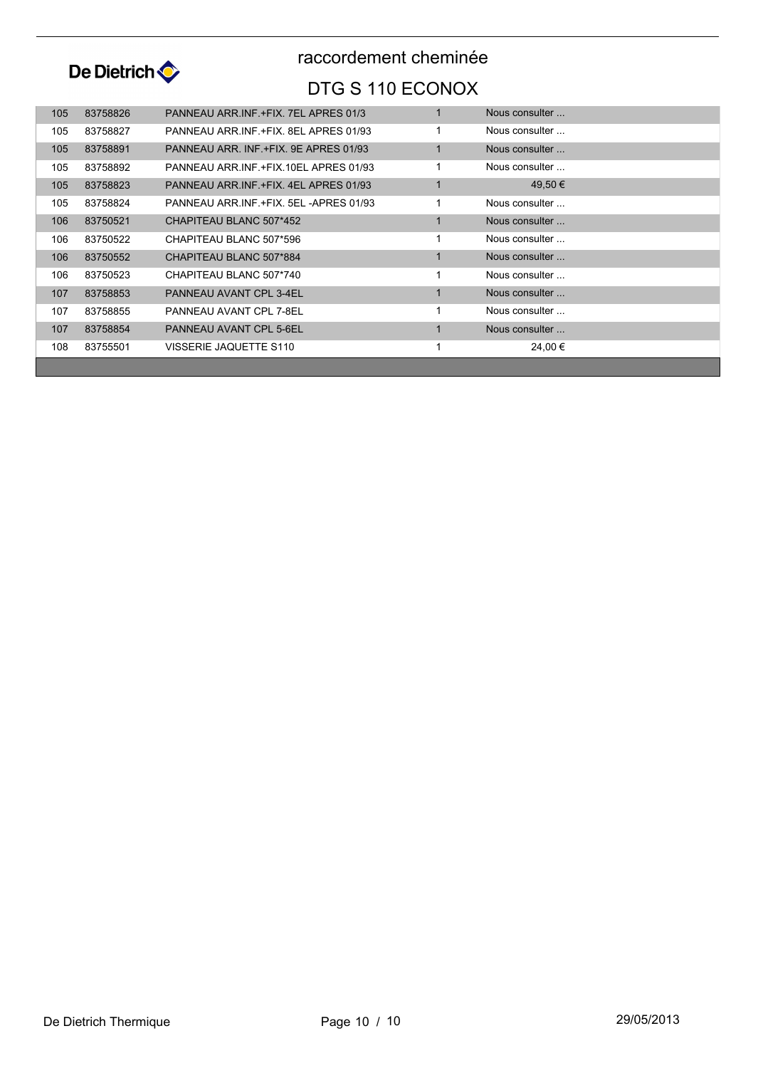# raccordement cheminée

## DTG S 110 ECONOX

| | | | | |
|---|---|---|---|---|
| 105 | 83758826 | PANNEAU ARR.INF.+FIX. 7EL APRES 01/3 | 1 | Nous consulter ... |
| 105 | 83758827 | PANNEAU ARR.INF.+FIX. 8EL APRES 01/93 | 1 | Nous consulter ... |
| 105 | 83758891 | PANNEAU ARR. INF.+FIX. 9E APRES 01/93 | 1 | Nous consulter ... |
| 105 | 83758892 | PANNEAU ARR.INF.+FIX.10EL APRES 01/93 | 1 | Nous consulter ... |
| 105 | 83758823 | PANNEAU ARR.INF.+FIX. 4EL APRES 01/93 | 1 | 49,50 € |
| 105 | 83758824 | PANNEAU ARR.INF.+FIX. 5EL -APRES 01/93 | 1 | Nous consulter ... |
| 106 | 83750521 | CHAPITEAU BLANC 507*452 | 1 | Nous consulter ... |
| 106 | 83750522 | CHAPITEAU BLANC 507*596 | 1 | Nous consulter ... |
| 106 | 83750552 | CHAPITEAU BLANC 507*884 | 1 | Nous consulter ... |
| 106 | 83750523 | CHAPITEAU BLANC 507*740 | 1 | Nous consulter ... |
| 107 | 83758853 | PANNEAU AVANT CPL 3-4EL | 1 | Nous consulter ... |
| 107 | 83758855 | PANNEAU AVANT CPL 7-8EL | 1 | Nous consulter ... |
| 107 | 83758854 | PANNEAU AVANT CPL 5-6EL | 1 | Nous consulter ... |
| 108 | 83755501 | VISSERIE JAQUETTE S110 | 1 | 24,00 € |